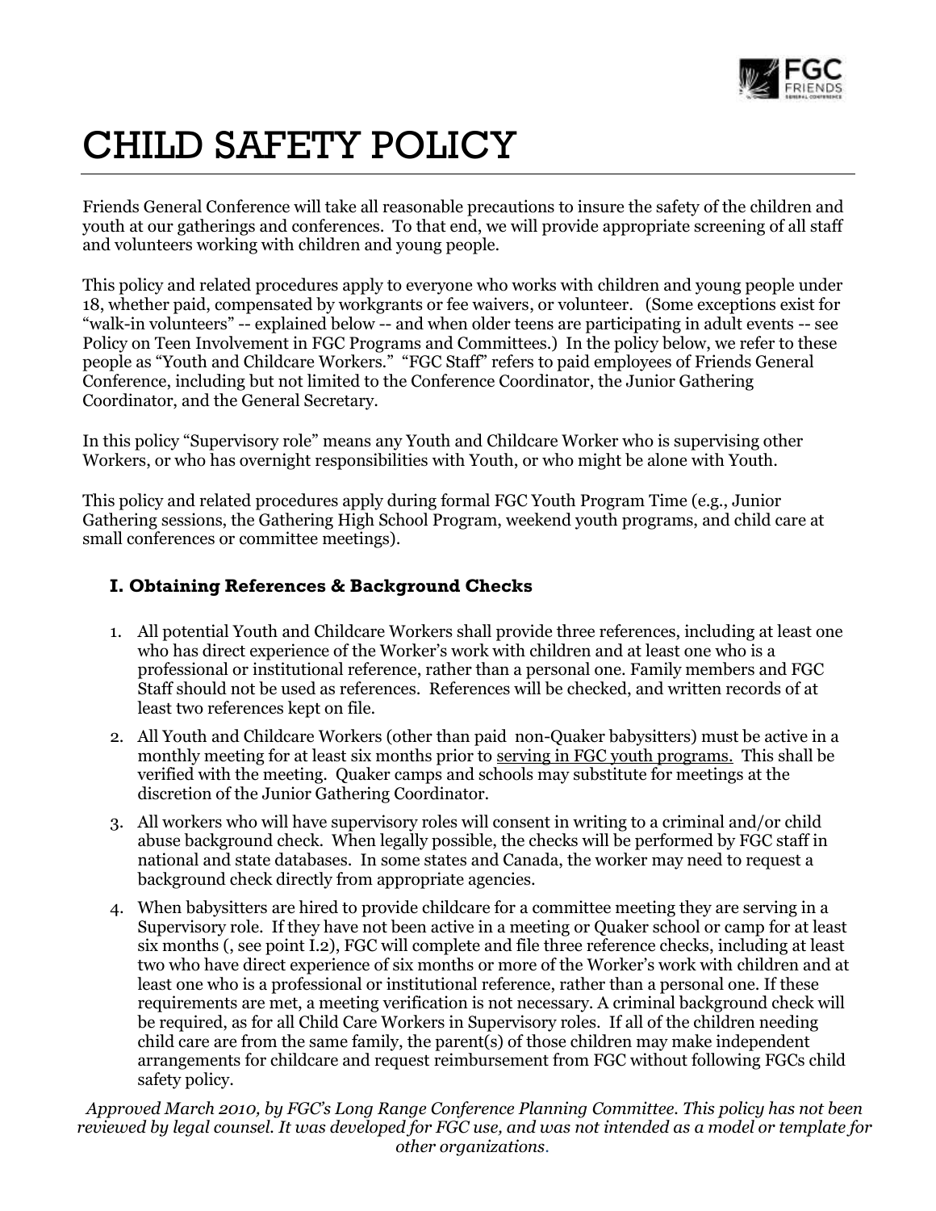# CHILD SAFETY POLICY

Friends General Conference will take all reasonable precautions to insure the safety of the children and youth at our gatherings and conferences. To that end, we will provide appropriate screening of all staff and volunteers working with children and young people.

This policy and related procedures apply to everyone who works with children and young people under 18, whether paid, compensated by workgrants or fee waivers, or volunteer. (Some exceptions exist for "walk-in volunteers" -- explained below -- and when older teens are participating in adult events -- see Policy on Teen Involvement in FGC Programs and Committees.) In the policy below, we refer to these people as "Youth and Childcare Workers." "FGC Staff" refers to paid employees of Friends General Conference, including but not limited to the Conference Coordinator, the Junior Gathering Coordinator, and the General Secretary.

In this policy "Supervisory role" means any Youth and Childcare Worker who is supervising other Workers, or who has overnight responsibilities with Youth, or who might be alone with Youth.

This policy and related procedures apply during formal FGC Youth Program Time (e.g., Junior Gathering sessions, the Gathering High School Program, weekend youth programs, and child care at small conferences or committee meetings).

### I. Obtaining References & Background Checks

1. All potential Youth and Childcare Workers shall provide three references, including at least one who has direct experience of the Worker's work with children and at least one who is a professional or institutional reference, rather than a personal one. Family members and FGC Staff should not be used as references. References will be checked, and written records of at least two references kept on file.
2. All Youth and Childcare Workers (other than paid non-Quaker babysitters) must be active in a monthly meeting for at least six months prior to serving in FGC youth programs. This shall be verified with the meeting. Quaker camps and schools may substitute for meetings at the discretion of the Junior Gathering Coordinator.
3. All workers who will have supervisory roles will consent in writing to a criminal and/or child abuse background check. When legally possible, the checks will be performed by FGC staff in national and state databases. In some states and Canada, the worker may need to request a background check directly from appropriate agencies.
4. When babysitters are hired to provide childcare for a committee meeting they are serving in a Supervisory role. If they have not been active in a meeting or Quaker school or camp for at least six months (, see point I.2), FGC will complete and file three reference checks, including at least two who have direct experience of six months or more of the Worker's work with children and at least one who is a professional or institutional reference, rather than a personal one. If these requirements are met, a meeting verification is not necessary. A criminal background check will be required, as for all Child Care Workers in Supervisory roles. If all of the children needing child care are from the same family, the parent(s) of those children may make independent arrangements for childcare and request reimbursement from FGC without following FGCs child safety policy.

*Approved March 2010, by FGC's Long Range Conference Planning Committee. This policy has not been reviewed by legal counsel. It was developed for FGC use, and was not intended as a model or template for other organizations.*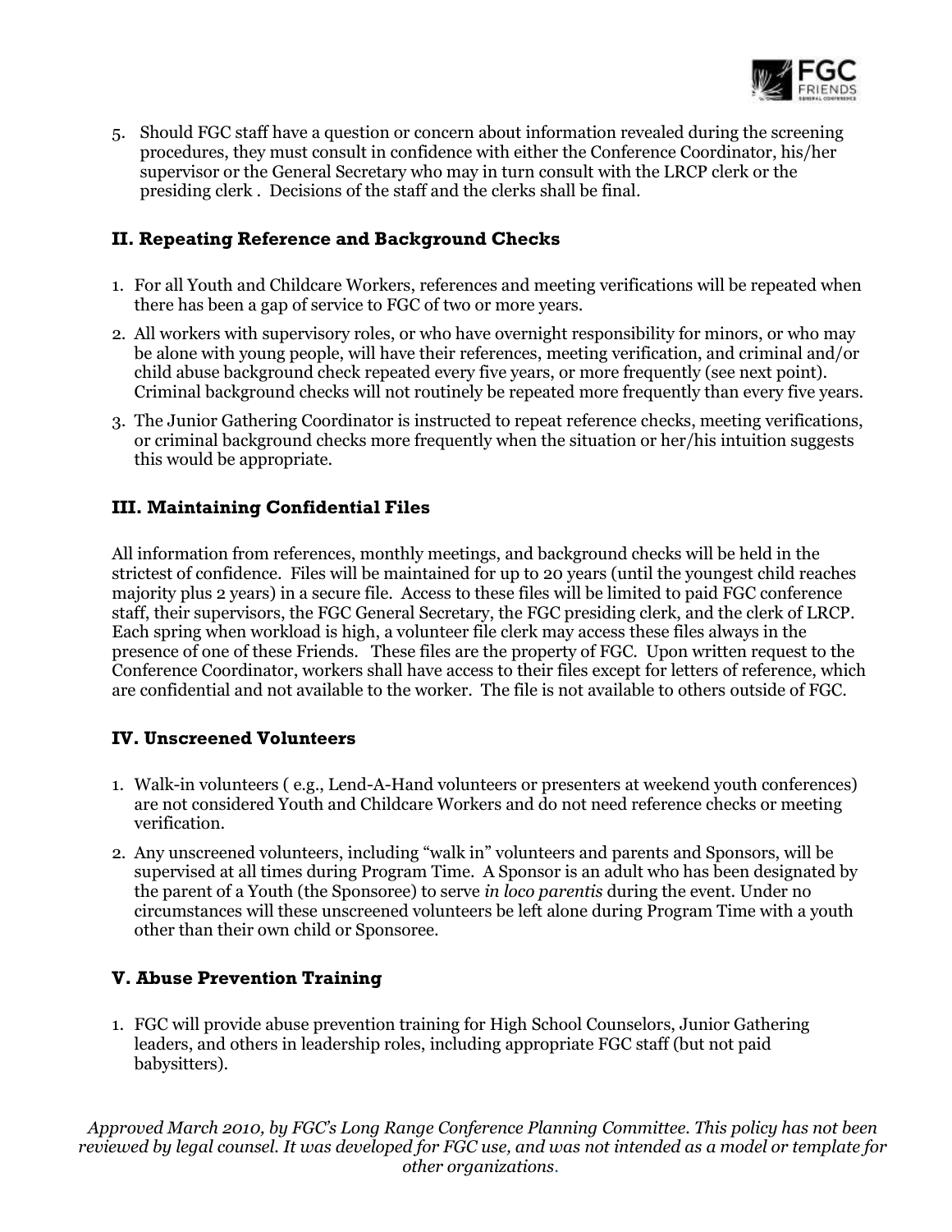5. Should FGC staff have a question or concern about information revealed during the screening procedures, they must consult in confidence with either the Conference Coordinator, his/her supervisor or the General Secretary who may in turn consult with the LRCP clerk or the presiding clerk . Decisions of the staff and the clerks shall be final.

## II. Repeating Reference and Background Checks

1. For all Youth and Childcare Workers, references and meeting verifications will be repeated when there has been a gap of service to FGC of two or more years.
2. All workers with supervisory roles, or who have overnight responsibility for minors, or who may be alone with young people, will have their references, meeting verification, and criminal and/or child abuse background check repeated every five years, or more frequently (see next point). Criminal background checks will not routinely be repeated more frequently than every five years.
3. The Junior Gathering Coordinator is instructed to repeat reference checks, meeting verifications, or criminal background checks more frequently when the situation or her/his intuition suggests this would be appropriate.

## III. Maintaining Confidential Files

All information from references, monthly meetings, and background checks will be held in the strictest of confidence. Files will be maintained for up to 20 years (until the youngest child reaches majority plus 2 years) in a secure file. Access to these files will be limited to paid FGC conference staff, their supervisors, the FGC General Secretary, the FGC presiding clerk, and the clerk of LRCP. Each spring when workload is high, a volunteer file clerk may access these files always in the presence of one of these Friends. These files are the property of FGC. Upon written request to the Conference Coordinator, workers shall have access to their files except for letters of reference, which are confidential and not available to the worker. The file is not available to others outside of FGC.

## IV. Unscreened Volunteers

1. Walk-in volunteers ( e.g., Lend-A-Hand volunteers or presenters at weekend youth conferences) are not considered Youth and Childcare Workers and do not need reference checks or meeting verification.
2. Any unscreened volunteers, including "walk in" volunteers and parents and Sponsors, will be supervised at all times during Program Time. A Sponsor is an adult who has been designated by the parent of a Youth (the Sponsoree) to serve *in loco parentis* during the event. Under no circumstances will these unscreened volunteers be left alone during Program Time with a youth other than their own child or Sponsoree.

## V. Abuse Prevention Training

1. FGC will provide abuse prevention training for High School Counselors, Junior Gathering leaders, and others in leadership roles, including appropriate FGC staff (but not paid babysitters).

*Approved March 2010, by FGC's Long Range Conference Planning Committee. This policy has not been reviewed by legal counsel. It was developed for FGC use, and was not intended as a model or template for other organizations.*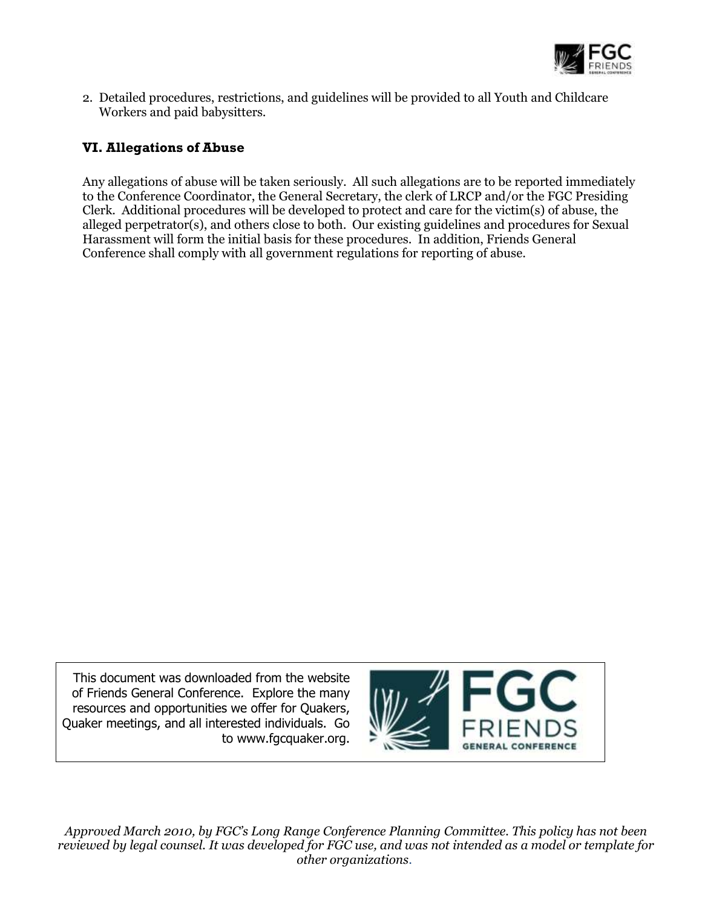2. Detailed procedures, restrictions, and guidelines will be provided to all Youth and Childcare Workers and paid babysitters.

## VI. Allegations of Abuse

Any allegations of abuse will be taken seriously. All such allegations are to be reported immediately to the Conference Coordinator, the General Secretary, the clerk of LRCP and/or the FGC Presiding Clerk. Additional procedures will be developed to protect and care for the victim(s) of abuse, the alleged perpetrator(s), and others close to both. Our existing guidelines and procedures for Sexual Harassment will form the initial basis for these procedures. In addition, Friends General Conference shall comply with all government regulations for reporting of abuse.

This document was downloaded from the website of Friends General Conference. Explore the many resources and opportunities we offer for Quakers, Quaker meetings, and all interested individuals. Go to www.fgcquaker.org.

*Approved March 2010, by FGC's Long Range Conference Planning Committee. This policy has not been reviewed by legal counsel. It was developed for FGC use, and was not intended as a model or template for other organizations.*